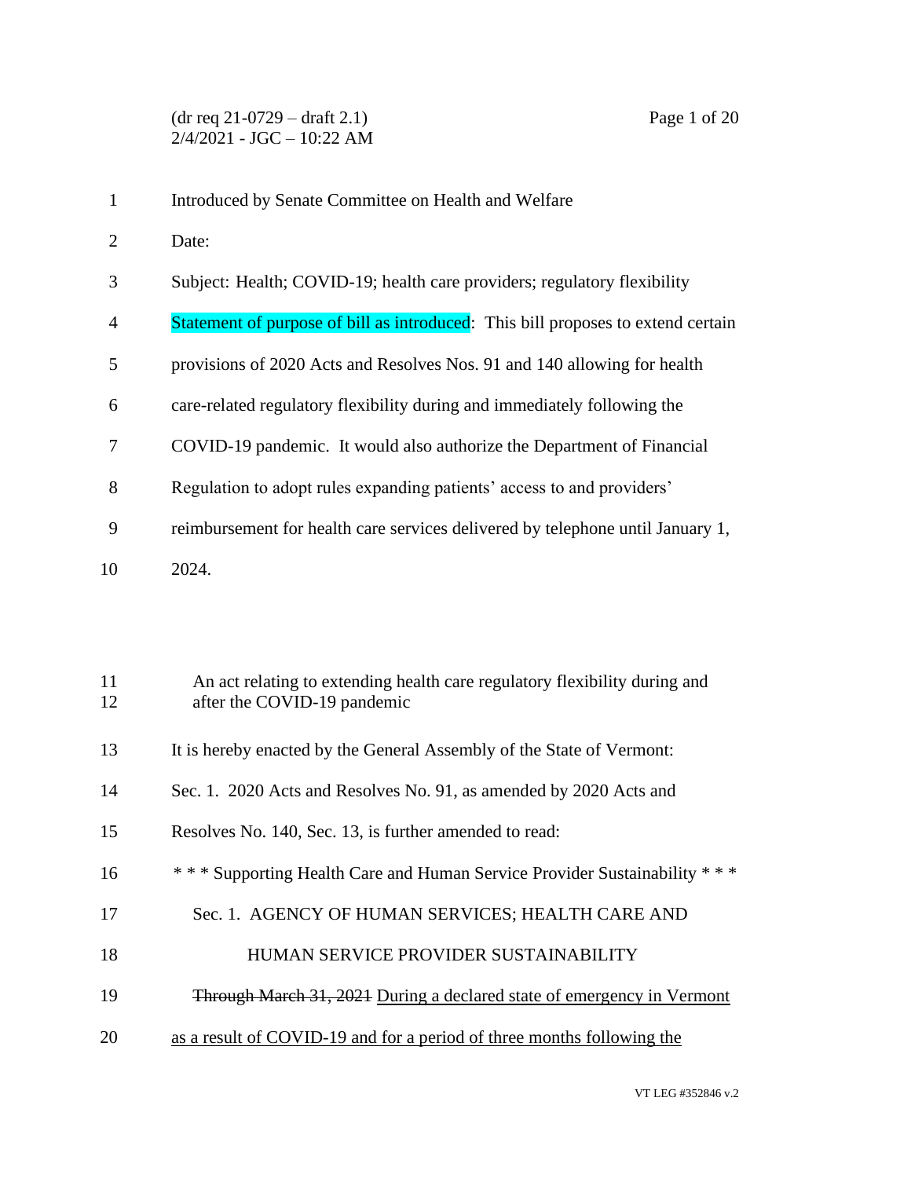(dr req 21-0729 – draft 2.1)
2/4/2021 - JGC – 10:22 AM

Introduced by Senate Committee on Health and Welfare

Date:

Subject: Health; COVID-19; health care providers; regulatory flexibility

Statement of purpose of bill as introduced: This bill proposes to extend certain provisions of 2020 Acts and Resolves Nos. 91 and 140 allowing for health care-related regulatory flexibility during and immediately following the COVID-19 pandemic. It would also authorize the Department of Financial Regulation to adopt rules expanding patients' access to and providers' reimbursement for health care services delivered by telephone until January 1, 2024.

An act relating to extending health care regulatory flexibility during and after the COVID-19 pandemic

It is hereby enacted by the General Assembly of the State of Vermont:

Sec. 1. 2020 Acts and Resolves No. 91, as amended by 2020 Acts and Resolves No. 140, Sec. 13, is further amended to read:

\* \* \* Supporting Health Care and Human Service Provider Sustainability \* \* \*

Sec. 1. AGENCY OF HUMAN SERVICES; HEALTH CARE AND HUMAN SERVICE PROVIDER SUSTAINABILITY

~~Through March 31, 2021~~ <u>During a declared state of emergency in Vermont as a result of COVID-19 and for a period of three months following the</u>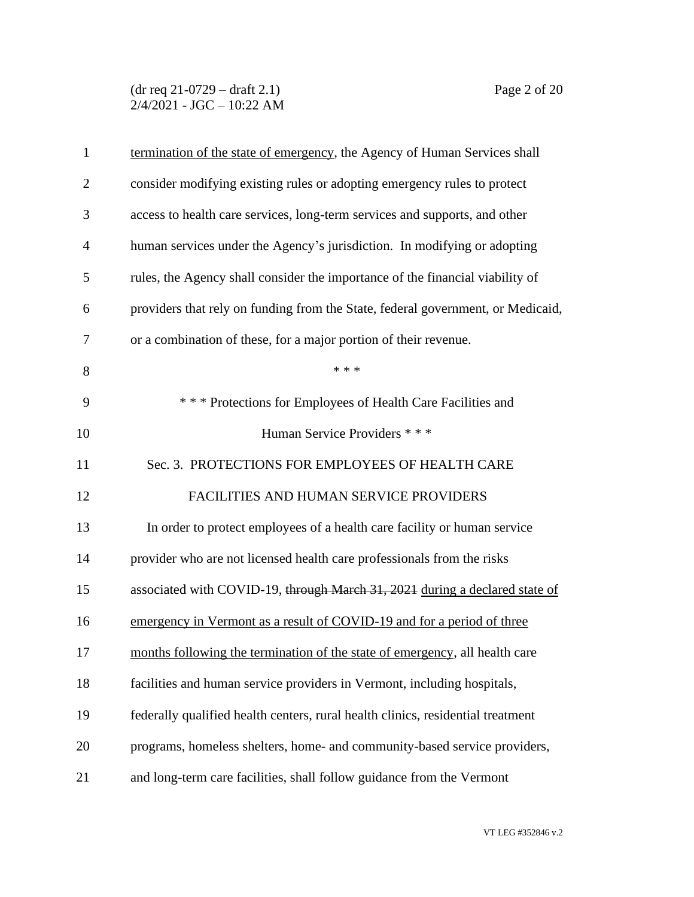termination of the state of emergency, the Agency of Human Services shall consider modifying existing rules or adopting emergency rules to protect access to health care services, long-term services and supports, and other human services under the Agency's jurisdiction. In modifying or adopting rules, the Agency shall consider the importance of the financial viability of providers that rely on funding from the State, federal government, or Medicaid, or a combination of these, for a major portion of their revenue.

\* \* \*

\* \* \* Protections for Employees of Health Care Facilities and Human Service Providers \* \* \*

Sec. 3. PROTECTIONS FOR EMPLOYEES OF HEALTH CARE FACILITIES AND HUMAN SERVICE PROVIDERS

In order to protect employees of a health care facility or human service provider who are not licensed health care professionals from the risks associated with COVID-19, ~~through March 31, 2021~~ during a declared state of emergency in Vermont as a result of COVID-19 and for a period of three months following the termination of the state of emergency, all health care facilities and human service providers in Vermont, including hospitals, federally qualified health centers, rural health clinics, residential treatment programs, homeless shelters, home- and community-based service providers, and long-term care facilities, shall follow guidance from the Vermont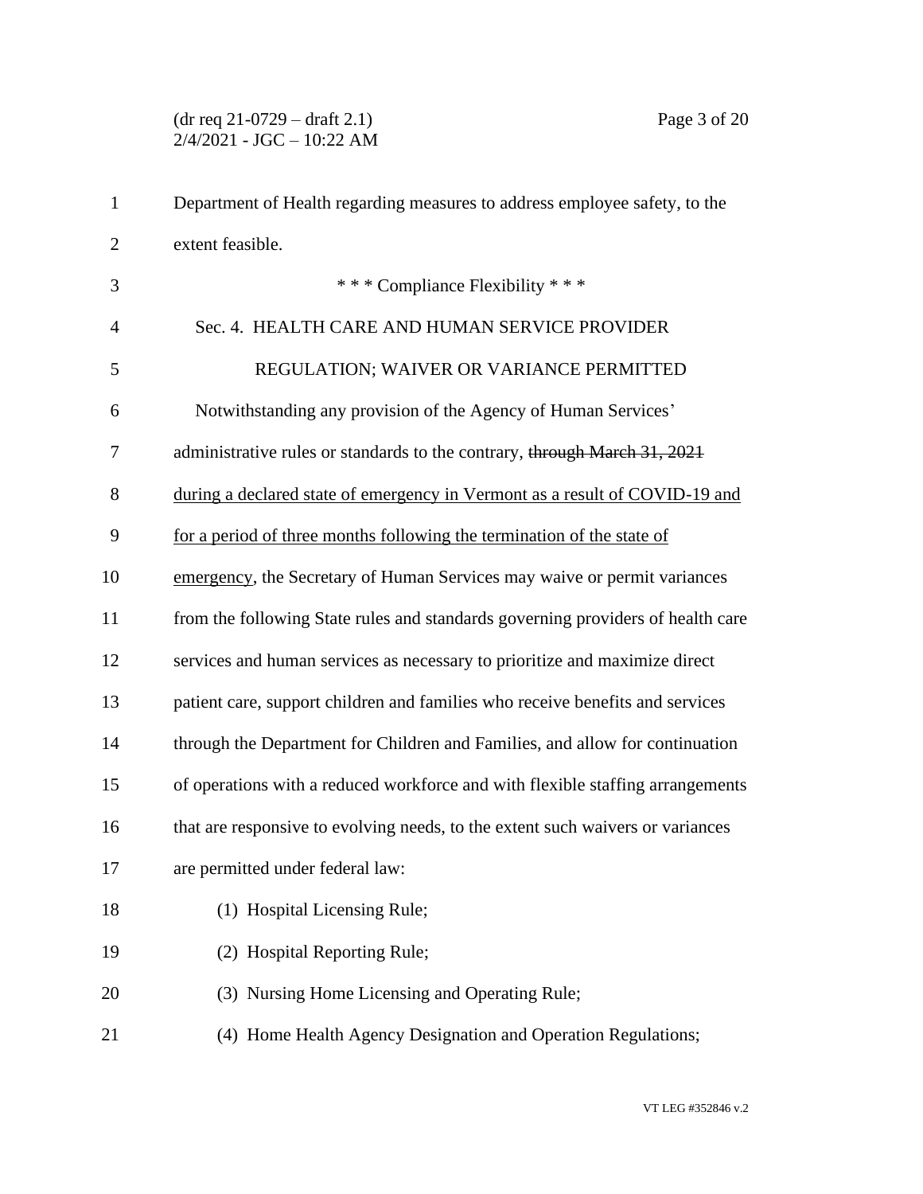Department of Health regarding measures to address employee safety, to the extent feasible.

\* \* \* Compliance Flexibility \* \* \*

Sec. 4. HEALTH CARE AND HUMAN SERVICE PROVIDER REGULATION; WAIVER OR VARIANCE PERMITTED

Notwithstanding any provision of the Agency of Human Services' administrative rules or standards to the contrary, ~~through March 31, 2021~~ <u>during a declared state of emergency in Vermont as a result of COVID-19 and for a period of three months following the termination of the state of emergency</u>, the Secretary of Human Services may waive or permit variances from the following State rules and standards governing providers of health care services and human services as necessary to prioritize and maximize direct patient care, support children and families who receive benefits and services through the Department for Children and Families, and allow for continuation of operations with a reduced workforce and with flexible staffing arrangements that are responsive to evolving needs, to the extent such waivers or variances are permitted under federal law:

(1) Hospital Licensing Rule;

(2) Hospital Reporting Rule;

(3) Nursing Home Licensing and Operating Rule;

(4) Home Health Agency Designation and Operation Regulations;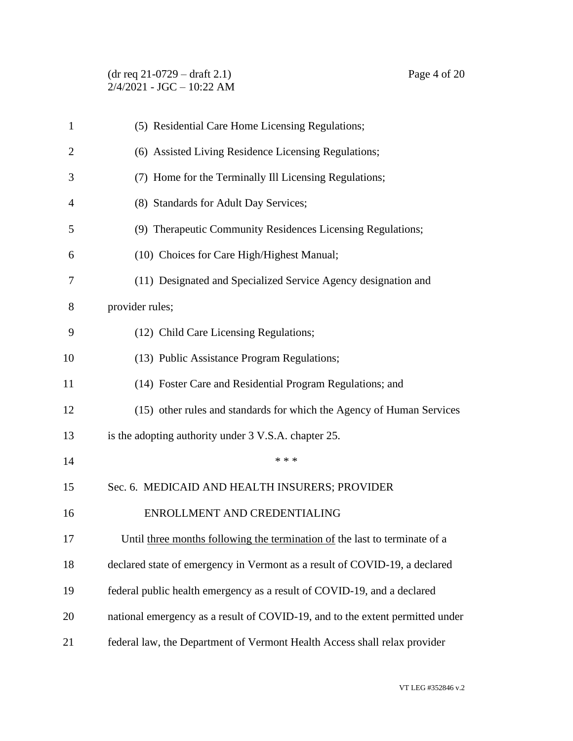(5) Residential Care Home Licensing Regulations;

(6) Assisted Living Residence Licensing Regulations;

(7) Home for the Terminally Ill Licensing Regulations;

(8) Standards for Adult Day Services;

(9) Therapeutic Community Residences Licensing Regulations;

(10) Choices for Care High/Highest Manual;

(11) Designated and Specialized Service Agency designation and provider rules;

(12) Child Care Licensing Regulations;

(13) Public Assistance Program Regulations;

(14) Foster Care and Residential Program Regulations; and

(15) other rules and standards for which the Agency of Human Services is the adopting authority under 3 V.S.A. chapter 25.

\* \* \*

Sec. 6. MEDICAID AND HEALTH INSURERS; PROVIDER ENROLLMENT AND CREDENTIALING

Until <u>three months following the termination of</u> the last to terminate of a declared state of emergency in Vermont as a result of COVID-19, a declared federal public health emergency as a result of COVID-19, and a declared national emergency as a result of COVID-19, and to the extent permitted under federal law, the Department of Vermont Health Access shall relax provider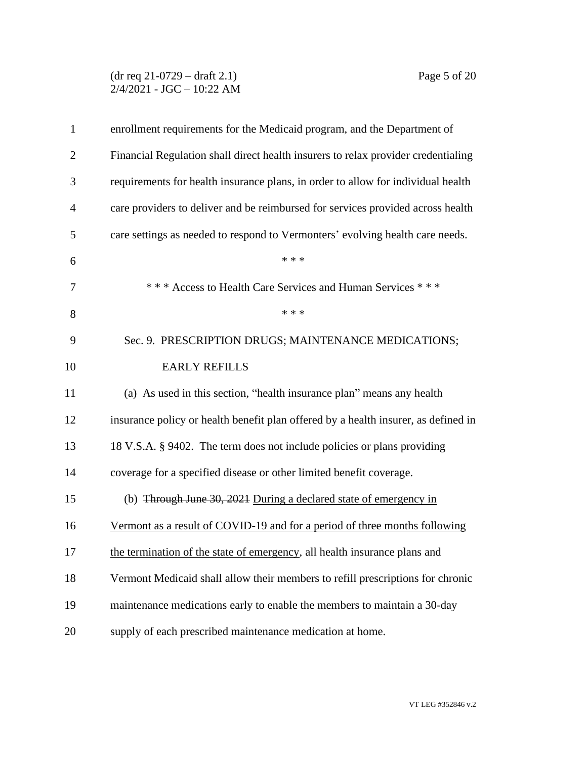enrollment requirements for the Medicaid program, and the Department of Financial Regulation shall direct health insurers to relax provider credentialing requirements for health insurance plans, in order to allow for individual health care providers to deliver and be reimbursed for services provided across health care settings as needed to respond to Vermonters' evolving health care needs.

\* \* \*

\* \* \* Access to Health Care Services and Human Services \* \* \*

\* \* \*

Sec. 9. PRESCRIPTION DRUGS; MAINTENANCE MEDICATIONS; EARLY REFILLS

(a) As used in this section, "health insurance plan" means any health insurance policy or health benefit plan offered by a health insurer, as defined in 18 V.S.A. § 9402. The term does not include policies or plans providing coverage for a specified disease or other limited benefit coverage.

(b) ~~Through June 30, 2021~~ <u>During a declared state of emergency in Vermont as a result of COVID-19 and for a period of three months following the termination of the state of emergency</u>, all health insurance plans and Vermont Medicaid shall allow their members to refill prescriptions for chronic maintenance medications early to enable the members to maintain a 30-day supply of each prescribed maintenance medication at home.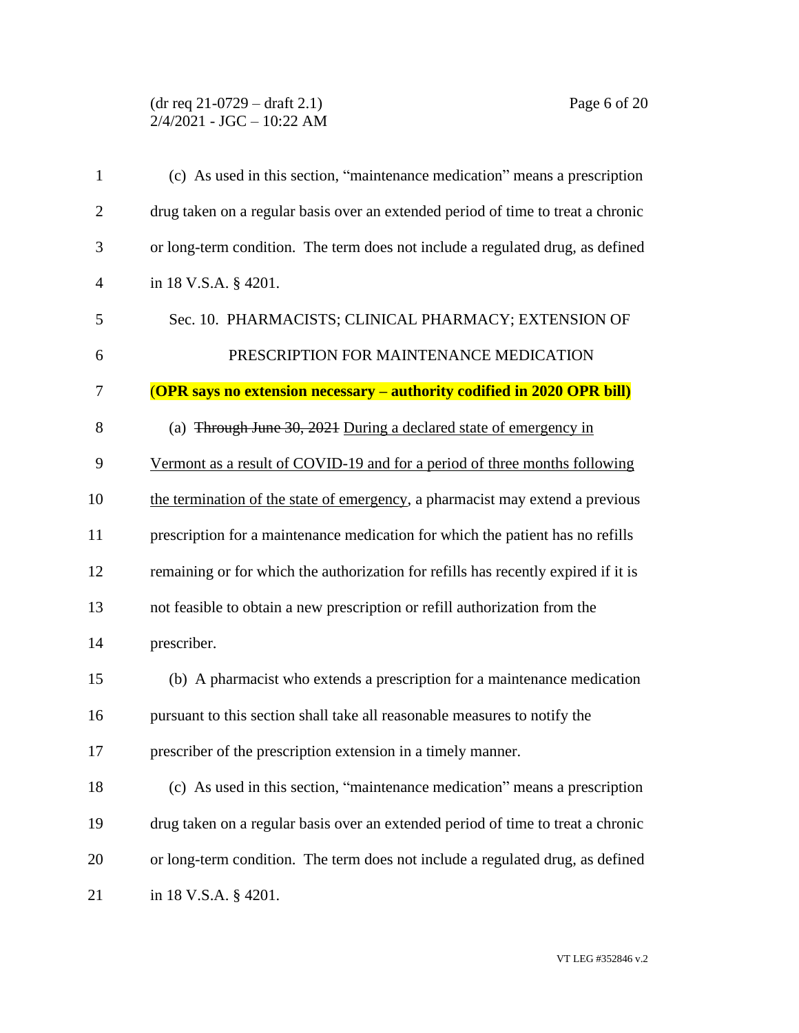(c) As used in this section, "maintenance medication" means a prescription drug taken on a regular basis over an extended period of time to treat a chronic or long-term condition. The term does not include a regulated drug, as defined in 18 V.S.A. § 4201.

Sec. 10. PHARMACISTS; CLINICAL PHARMACY; EXTENSION OF PRESCRIPTION FOR MAINTENANCE MEDICATION

**(OPR says no extension necessary – authority codified in 2020 OPR bill)**

(a) ~~Through June 30, 2021~~ During a declared state of emergency in Vermont as a result of COVID-19 and for a period of three months following the termination of the state of emergency, a pharmacist may extend a previous prescription for a maintenance medication for which the patient has no refills remaining or for which the authorization for refills has recently expired if it is not feasible to obtain a new prescription or refill authorization from the prescriber.

(b) A pharmacist who extends a prescription for a maintenance medication pursuant to this section shall take all reasonable measures to notify the prescriber of the prescription extension in a timely manner.

(c) As used in this section, "maintenance medication" means a prescription drug taken on a regular basis over an extended period of time to treat a chronic or long-term condition. The term does not include a regulated drug, as defined in 18 V.S.A. § 4201.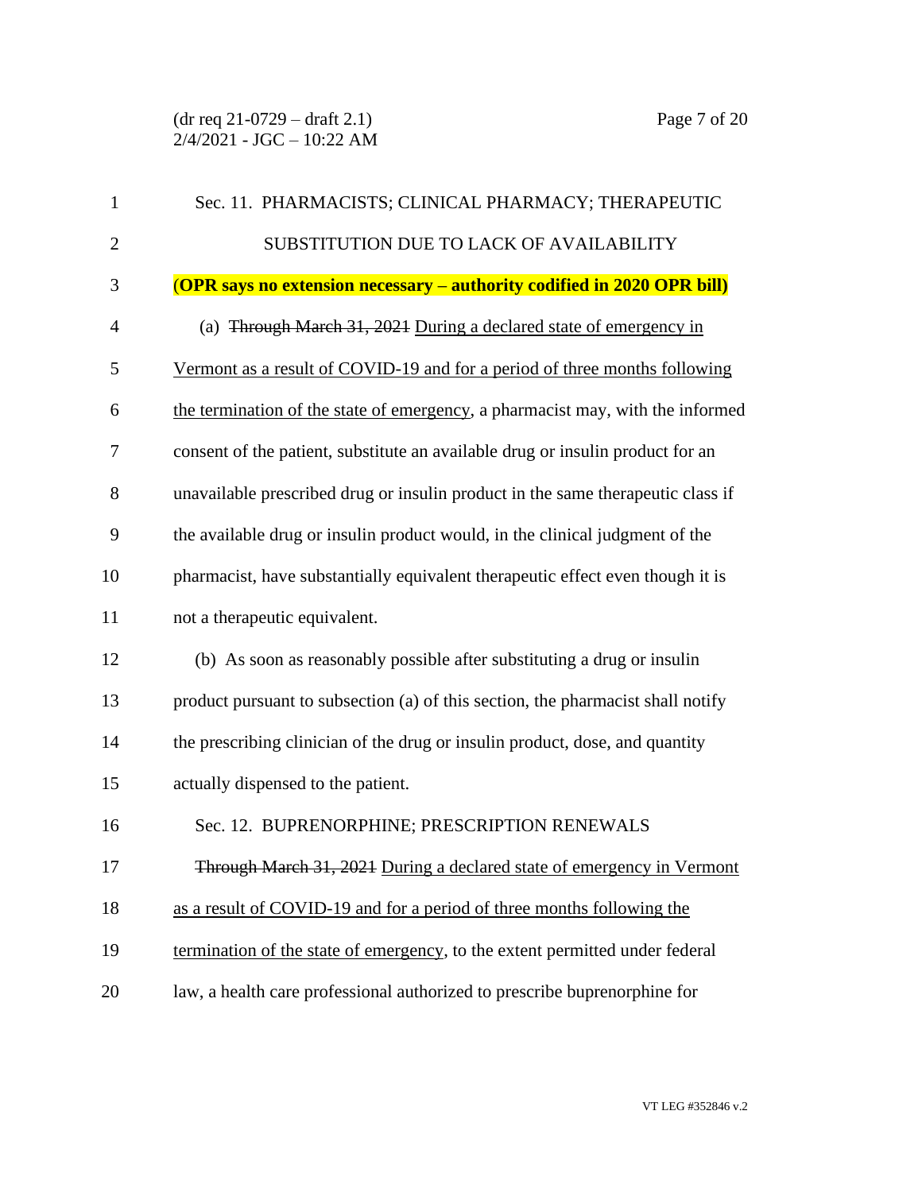Sec. 11. PHARMACISTS; CLINICAL PHARMACY; THERAPEUTIC SUBSTITUTION DUE TO LACK OF AVAILABILITY

**(OPR says no extension necessary – authority codified in 2020 OPR bill)**

(a) ~~Through March 31, 2021~~ <u>During a declared state of emergency in Vermont as a result of COVID-19 and for a period of three months following the termination of the state of emergency</u>, a pharmacist may, with the informed consent of the patient, substitute an available drug or insulin product for an unavailable prescribed drug or insulin product in the same therapeutic class if the available drug or insulin product would, in the clinical judgment of the pharmacist, have substantially equivalent therapeutic effect even though it is not a therapeutic equivalent.

(b) As soon as reasonably possible after substituting a drug or insulin product pursuant to subsection (a) of this section, the pharmacist shall notify the prescribing clinician of the drug or insulin product, dose, and quantity actually dispensed to the patient.

Sec. 12. BUPRENORPHINE; PRESCRIPTION RENEWALS

~~Through March 31, 2021~~ <u>During a declared state of emergency in Vermont as a result of COVID-19 and for a period of three months following the termination of the state of emergency</u>, to the extent permitted under federal law, a health care professional authorized to prescribe buprenorphine for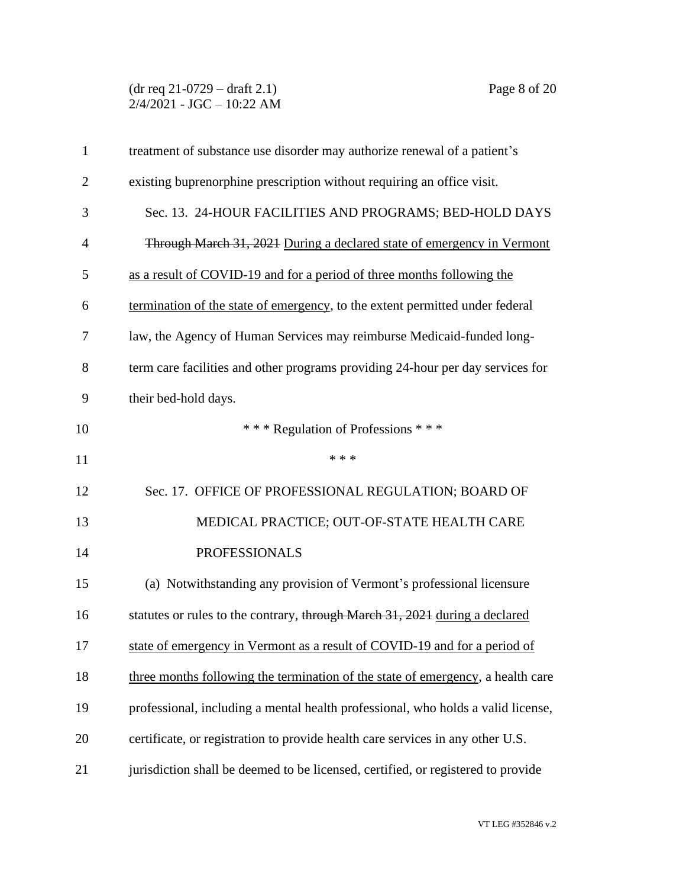treatment of substance use disorder may authorize renewal of a patient's existing buprenorphine prescription without requiring an office visit.

Sec. 13. 24-HOUR FACILITIES AND PROGRAMS; BED-HOLD DAYS

~~Through March 31, 2021~~ <u>During a declared state of emergency in Vermont as a result of COVID-19 and for a period of three months following the termination of the state of emergency</u>, to the extent permitted under federal law, the Agency of Human Services may reimburse Medicaid-funded long-term care facilities and other programs providing 24-hour per day services for their bed-hold days.

\* \* \* Regulation of Professions \* \* \*

\* \* \*

Sec. 17. OFFICE OF PROFESSIONAL REGULATION; BOARD OF MEDICAL PRACTICE; OUT-OF-STATE HEALTH CARE PROFESSIONALS

(a) Notwithstanding any provision of Vermont's professional licensure statutes or rules to the contrary, ~~through March 31, 2021~~ <u>during a declared state of emergency in Vermont as a result of COVID-19 and for a period of three months following the termination of the state of emergency</u>, a health care professional, including a mental health professional, who holds a valid license, certificate, or registration to provide health care services in any other U.S. jurisdiction shall be deemed to be licensed, certified, or registered to provide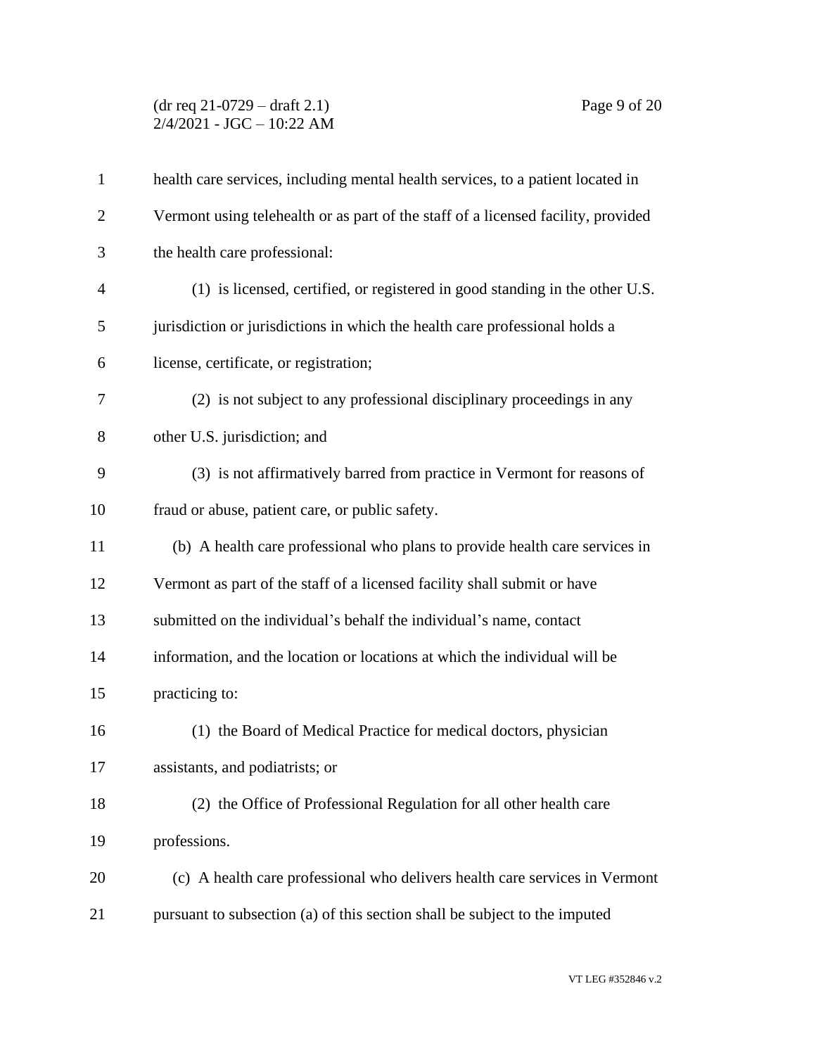health care services, including mental health services, to a patient located in Vermont using telehealth or as part of the staff of a licensed facility, provided the health care professional:

(1) is licensed, certified, or registered in good standing in the other U.S. jurisdiction or jurisdictions in which the health care professional holds a license, certificate, or registration;

(2) is not subject to any professional disciplinary proceedings in any other U.S. jurisdiction; and

(3) is not affirmatively barred from practice in Vermont for reasons of fraud or abuse, patient care, or public safety.

(b) A health care professional who plans to provide health care services in Vermont as part of the staff of a licensed facility shall submit or have submitted on the individual's behalf the individual's name, contact information, and the location or locations at which the individual will be practicing to:

(1) the Board of Medical Practice for medical doctors, physician assistants, and podiatrists; or

(2) the Office of Professional Regulation for all other health care professions.

(c) A health care professional who delivers health care services in Vermont pursuant to subsection (a) of this section shall be subject to the imputed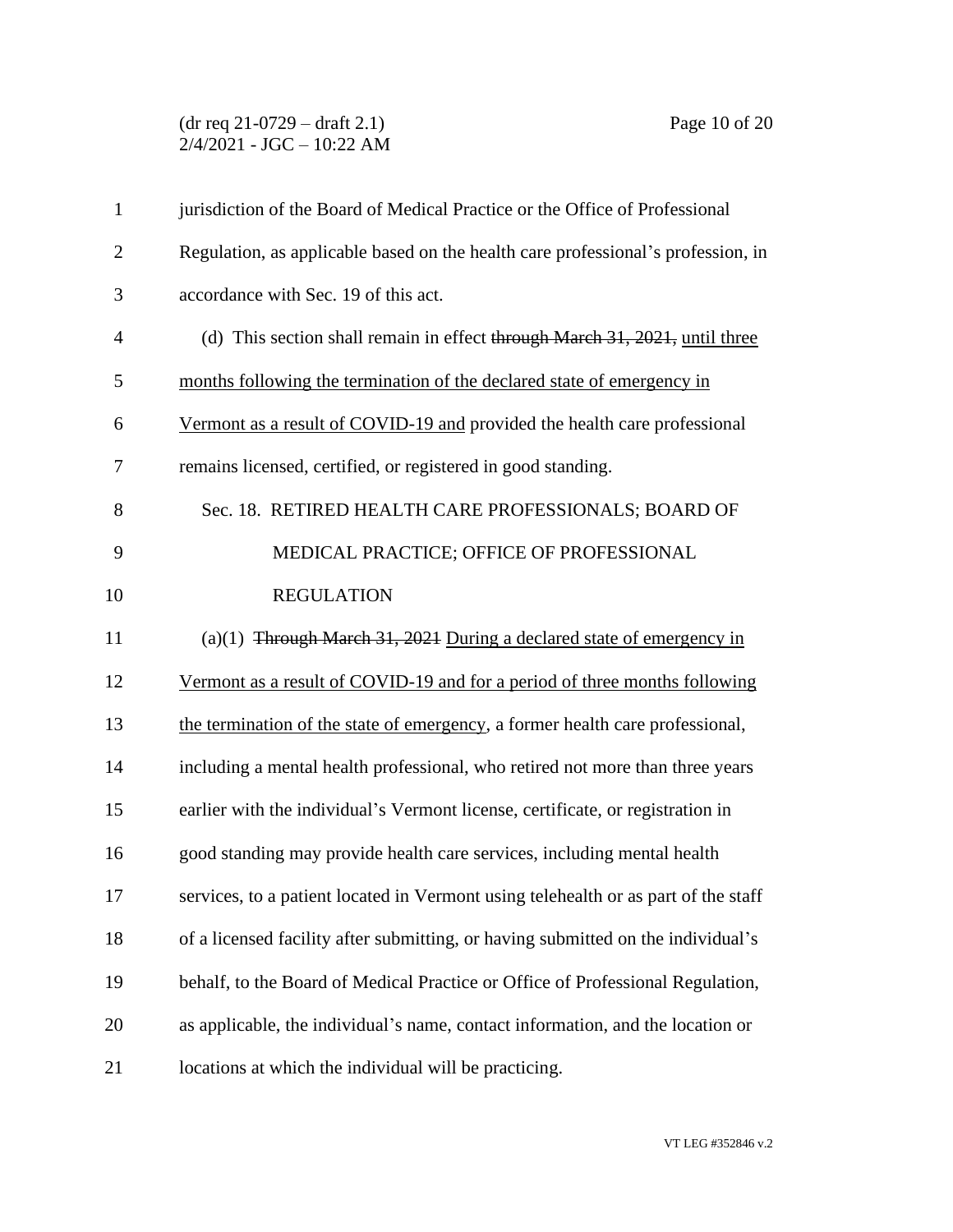jurisdiction of the Board of Medical Practice or the Office of Professional Regulation, as applicable based on the health care professional's profession, in accordance with Sec. 19 of this act.

(d) This section shall remain in effect ~~through March 31, 2021,~~ <u>until three months following the termination of the declared state of emergency in Vermont as a result of COVID-19 and</u> provided the health care professional remains licensed, certified, or registered in good standing.

Sec. 18. RETIRED HEALTH CARE PROFESSIONALS; BOARD OF MEDICAL PRACTICE; OFFICE OF PROFESSIONAL REGULATION

(a)(1) ~~Through March 31, 2021~~ <u>During a declared state of emergency in Vermont as a result of COVID-19 and for a period of three months following the termination of the state of emergency</u>, a former health care professional, including a mental health professional, who retired not more than three years earlier with the individual's Vermont license, certificate, or registration in good standing may provide health care services, including mental health services, to a patient located in Vermont using telehealth or as part of the staff of a licensed facility after submitting, or having submitted on the individual's behalf, to the Board of Medical Practice or Office of Professional Regulation, as applicable, the individual's name, contact information, and the location or locations at which the individual will be practicing.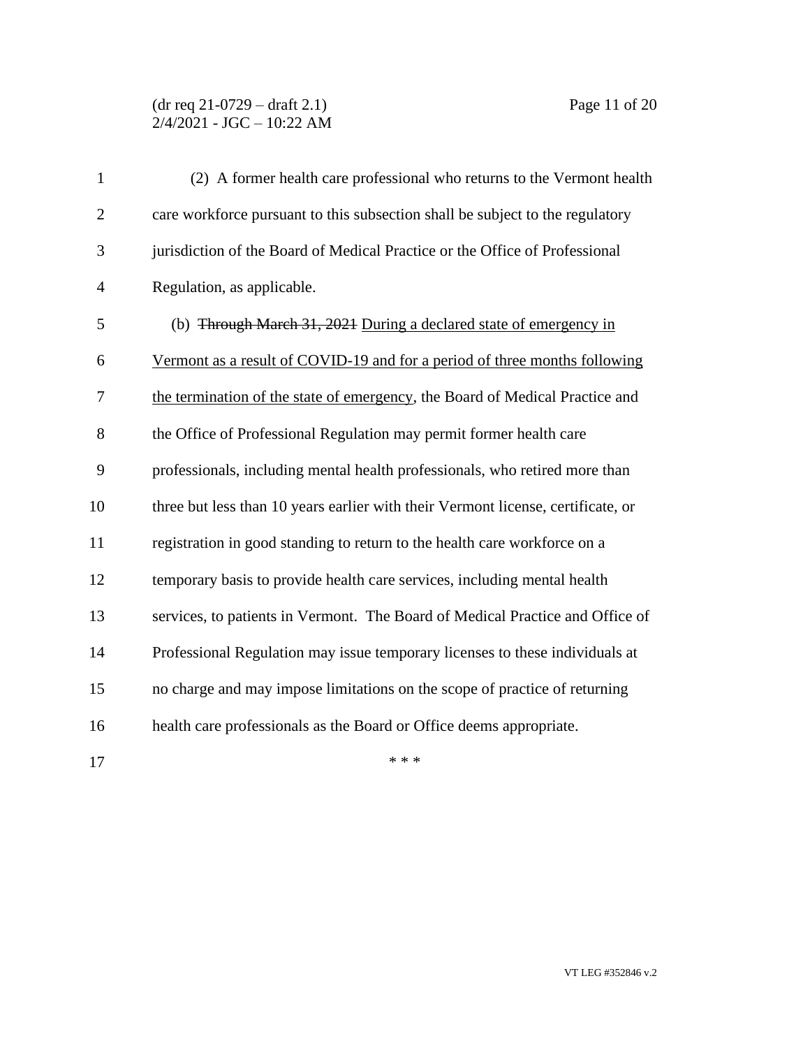(2) A former health care professional who returns to the Vermont health care workforce pursuant to this subsection shall be subject to the regulatory jurisdiction of the Board of Medical Practice or the Office of Professional Regulation, as applicable.

(b) ~~Through March 31, 2021~~ <u>During a declared state of emergency in Vermont as a result of COVID-19 and for a period of three months following the termination of the state of emergency</u>, the Board of Medical Practice and the Office of Professional Regulation may permit former health care professionals, including mental health professionals, who retired more than three but less than 10 years earlier with their Vermont license, certificate, or registration in good standing to return to the health care workforce on a temporary basis to provide health care services, including mental health services, to patients in Vermont. The Board of Medical Practice and Office of Professional Regulation may issue temporary licenses to these individuals at no charge and may impose limitations on the scope of practice of returning health care professionals as the Board or Office deems appropriate.

\* \* \*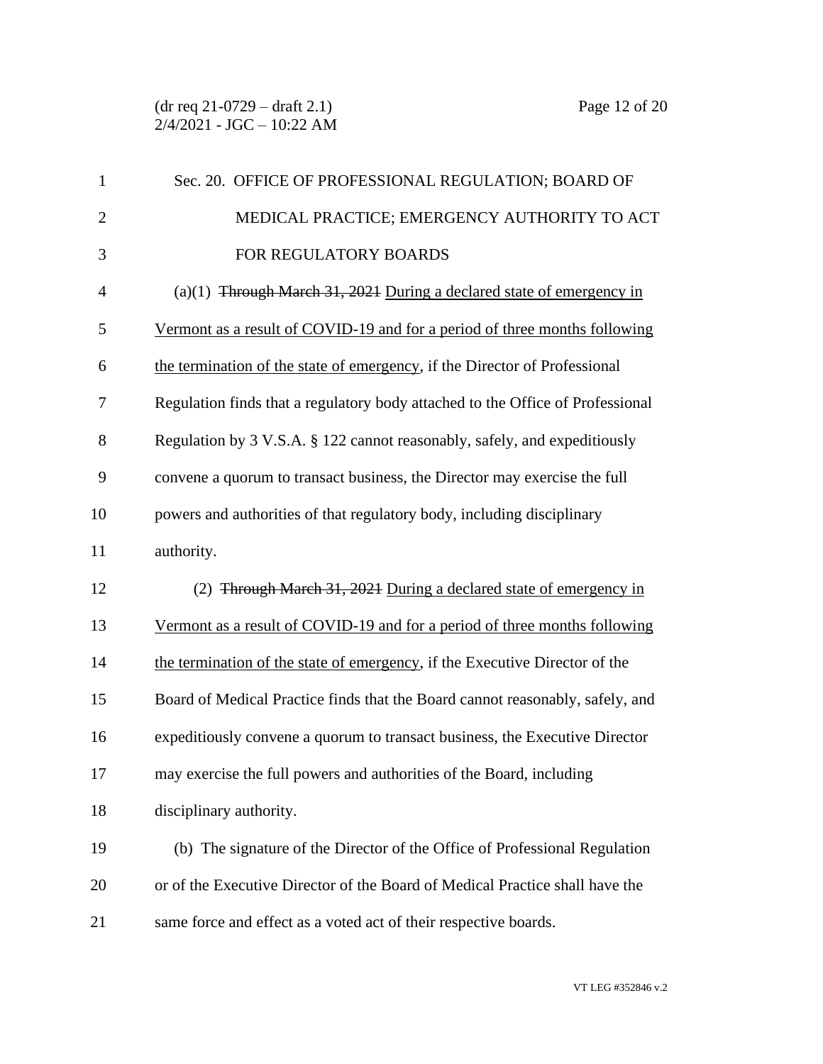Sec. 20. OFFICE OF PROFESSIONAL REGULATION; BOARD OF MEDICAL PRACTICE; EMERGENCY AUTHORITY TO ACT FOR REGULATORY BOARDS

(a)(1) ~~Through March 31, 2021~~ <u>During a declared state of emergency in Vermont as a result of COVID-19 and for a period of three months following the termination of the state of emergency</u>, if the Director of Professional Regulation finds that a regulatory body attached to the Office of Professional Regulation by 3 V.S.A. § 122 cannot reasonably, safely, and expeditiously convene a quorum to transact business, the Director may exercise the full powers and authorities of that regulatory body, including disciplinary authority.

(2) ~~Through March 31, 2021~~ <u>During a declared state of emergency in Vermont as a result of COVID-19 and for a period of three months following the termination of the state of emergency</u>, if the Executive Director of the Board of Medical Practice finds that the Board cannot reasonably, safely, and expeditiously convene a quorum to transact business, the Executive Director may exercise the full powers and authorities of the Board, including disciplinary authority.

(b) The signature of the Director of the Office of Professional Regulation or of the Executive Director of the Board of Medical Practice shall have the same force and effect as a voted act of their respective boards.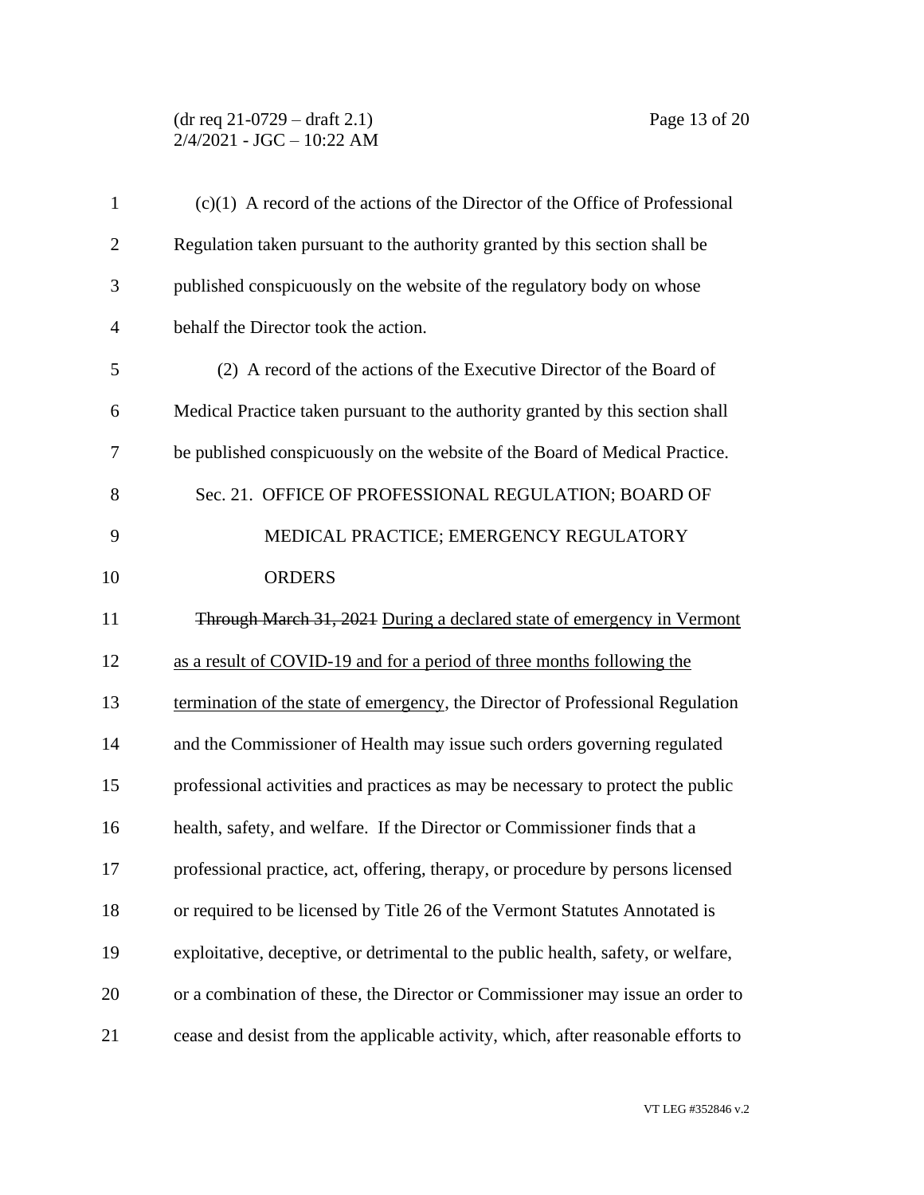(c)(1) A record of the actions of the Director of the Office of Professional Regulation taken pursuant to the authority granted by this section shall be published conspicuously on the website of the regulatory body on whose behalf the Director took the action.

(2) A record of the actions of the Executive Director of the Board of Medical Practice taken pursuant to the authority granted by this section shall be published conspicuously on the website of the Board of Medical Practice.

Sec. 21. OFFICE OF PROFESSIONAL REGULATION; BOARD OF MEDICAL PRACTICE; EMERGENCY REGULATORY ORDERS

~~Through March 31, 2021~~ <u>During a declared state of emergency in Vermont as a result of COVID-19 and for a period of three months following the termination of the state of emergency</u>, the Director of Professional Regulation and the Commissioner of Health may issue such orders governing regulated professional activities and practices as may be necessary to protect the public health, safety, and welfare. If the Director or Commissioner finds that a professional practice, act, offering, therapy, or procedure by persons licensed or required to be licensed by Title 26 of the Vermont Statutes Annotated is exploitative, deceptive, or detrimental to the public health, safety, or welfare, or a combination of these, the Director or Commissioner may issue an order to cease and desist from the applicable activity, which, after reasonable efforts to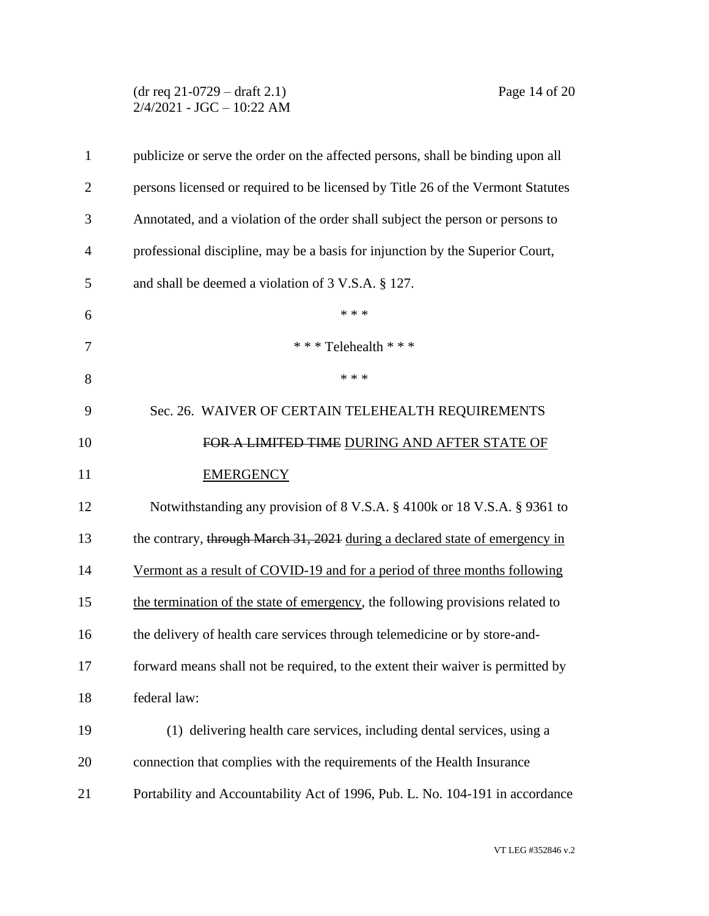publicize or serve the order on the affected persons, shall be binding upon all persons licensed or required to be licensed by Title 26 of the Vermont Statutes Annotated, and a violation of the order shall subject the person or persons to professional discipline, may be a basis for injunction by the Superior Court, and shall be deemed a violation of 3 V.S.A. § 127.

\* \* \*

\* \* \* Telehealth \* \* \*

\* \* \*

Sec. 26. WAIVER OF CERTAIN TELEHEALTH REQUIREMENTS ~~FOR A LIMITED TIME~~ DURING AND AFTER STATE OF EMERGENCY

Notwithstanding any provision of 8 V.S.A. § 4100k or 18 V.S.A. § 9361 to the contrary, ~~through March 31, 2021~~ during a declared state of emergency in Vermont as a result of COVID-19 and for a period of three months following the termination of the state of emergency, the following provisions related to the delivery of health care services through telemedicine or by store-and-forward means shall not be required, to the extent their waiver is permitted by federal law:

(1) delivering health care services, including dental services, using a connection that complies with the requirements of the Health Insurance Portability and Accountability Act of 1996, Pub. L. No. 104-191 in accordance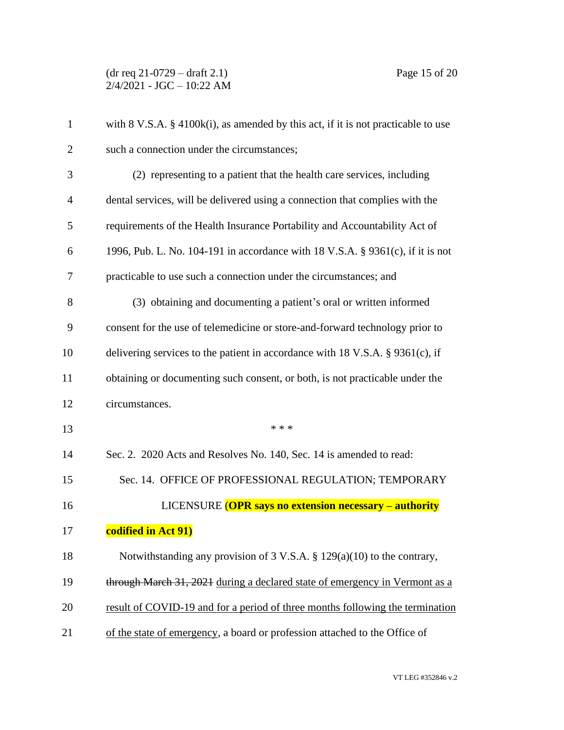with 8 V.S.A. § 4100k(i), as amended by this act, if it is not practicable to use such a connection under the circumstances;

(2) representing to a patient that the health care services, including dental services, will be delivered using a connection that complies with the requirements of the Health Insurance Portability and Accountability Act of 1996, Pub. L. No. 104-191 in accordance with 18 V.S.A. § 9361(c), if it is not practicable to use such a connection under the circumstances; and

(3) obtaining and documenting a patient's oral or written informed consent for the use of telemedicine or store-and-forward technology prior to delivering services to the patient in accordance with 18 V.S.A. § 9361(c), if obtaining or documenting such consent, or both, is not practicable under the circumstances.

\* \* \*

Sec. 2. 2020 Acts and Resolves No. 140, Sec. 14 is amended to read:

Sec. 14. OFFICE OF PROFESSIONAL REGULATION; TEMPORARY LICENSURE **(OPR says no extension necessary – authority codified in Act 91)**

Notwithstanding any provision of 3 V.S.A. § 129(a)(10) to the contrary, ~~through March 31, 2021~~ <u>during a declared state of emergency in Vermont as a result of COVID-19 and for a period of three months following the termination of the state of emergency</u>, a board or profession attached to the Office of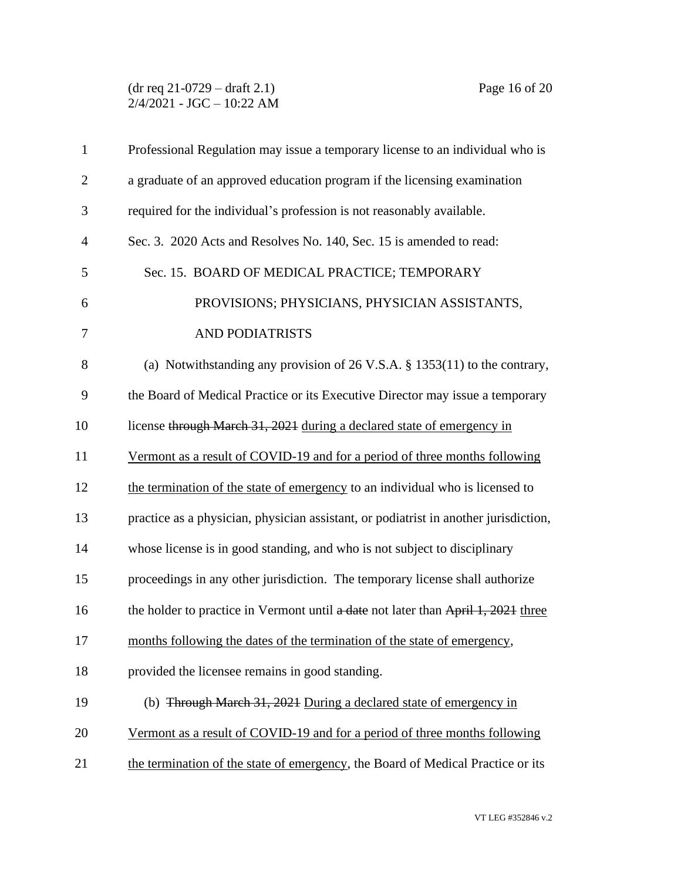Professional Regulation may issue a temporary license to an individual who is a graduate of an approved education program if the licensing examination required for the individual's profession is not reasonably available.

Sec. 3. 2020 Acts and Resolves No. 140, Sec. 15 is amended to read:

Sec. 15. BOARD OF MEDICAL PRACTICE; TEMPORARY PROVISIONS; PHYSICIANS, PHYSICIAN ASSISTANTS, AND PODIATRISTS

(a) Notwithstanding any provision of 26 V.S.A. § 1353(11) to the contrary, the Board of Medical Practice or its Executive Director may issue a temporary license ~~through March 31, 2021~~ <u>during a declared state of emergency in Vermont as a result of COVID-19 and for a period of three months following the termination of the state of emergency</u> to an individual who is licensed to practice as a physician, physician assistant, or podiatrist in another jurisdiction, whose license is in good standing, and who is not subject to disciplinary proceedings in any other jurisdiction. The temporary license shall authorize the holder to practice in Vermont until ~~a date~~ not later than ~~April 1, 2021~~ <u>three months following the dates of the termination of the state of emergency</u>, provided the licensee remains in good standing.

(b) ~~Through March 31, 2021~~ <u>During a declared state of emergency in Vermont as a result of COVID-19 and for a period of three months following the termination of the state of emergency</u>, the Board of Medical Practice or its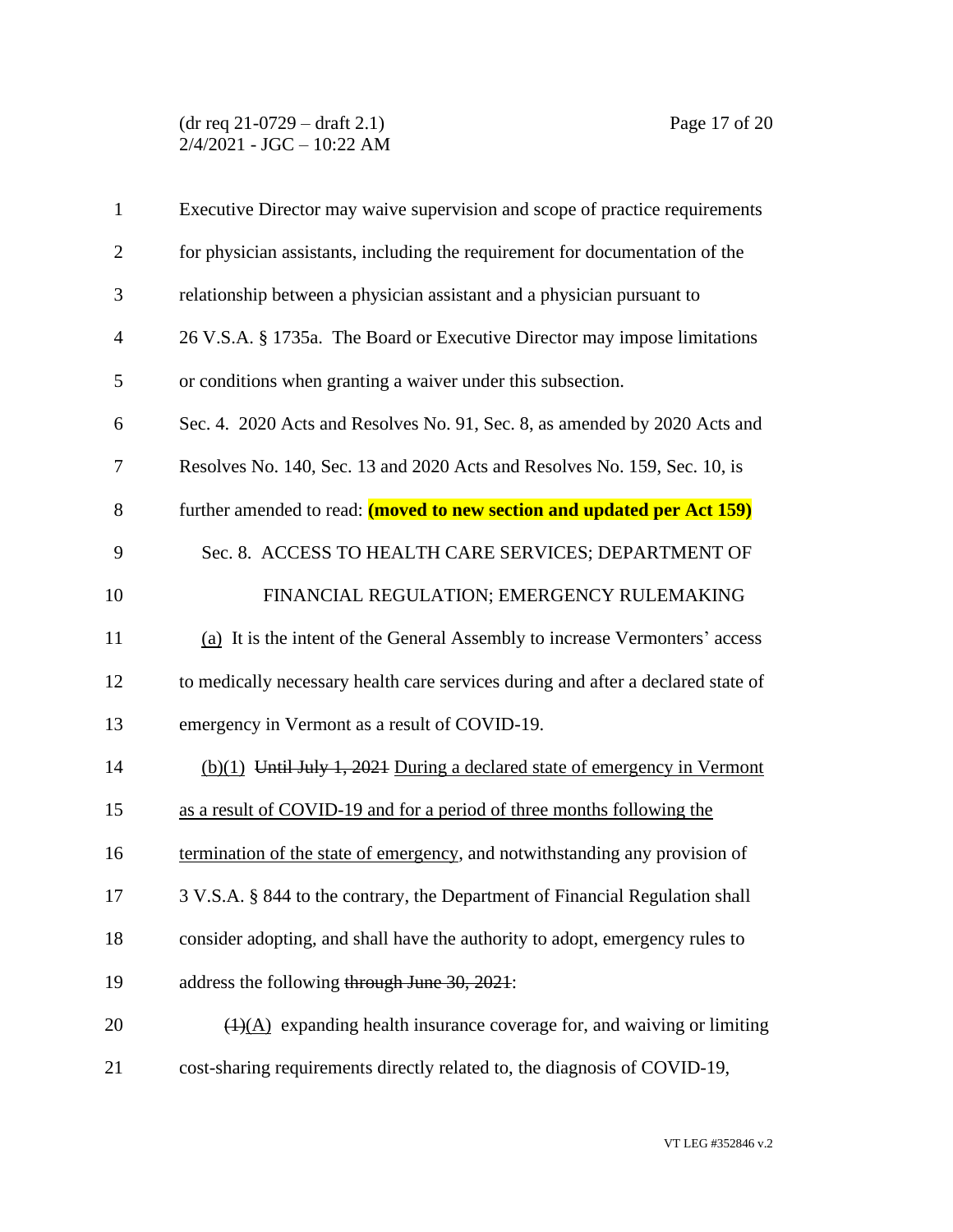Executive Director may waive supervision and scope of practice requirements for physician assistants, including the requirement for documentation of the relationship between a physician assistant and a physician pursuant to 26 V.S.A. § 1735a. The Board or Executive Director may impose limitations or conditions when granting a waiver under this subsection.

Sec. 4. 2020 Acts and Resolves No. 91, Sec. 8, as amended by 2020 Acts and Resolves No. 140, Sec. 13 and 2020 Acts and Resolves No. 159, Sec. 10, is further amended to read: **(moved to new section and updated per Act 159)**

Sec. 8. ACCESS TO HEALTH CARE SERVICES; DEPARTMENT OF FINANCIAL REGULATION; EMERGENCY RULEMAKING

<u>(a)</u> It is the intent of the General Assembly to increase Vermonters' access to medically necessary health care services during and after a declared state of emergency in Vermont as a result of COVID-19.

<u>(b)(1)</u> ~~Until July 1, 2021~~ <u>During a declared state of emergency in Vermont as a result of COVID-19 and for a period of three months following the termination of the state of emergency</u>, and notwithstanding any provision of 3 V.S.A. § 844 to the contrary, the Department of Financial Regulation shall consider adopting, and shall have the authority to adopt, emergency rules to address the following ~~through June 30, 2021~~:

~~(1)~~<u>(A)</u> expanding health insurance coverage for, and waiving or limiting cost-sharing requirements directly related to, the diagnosis of COVID-19,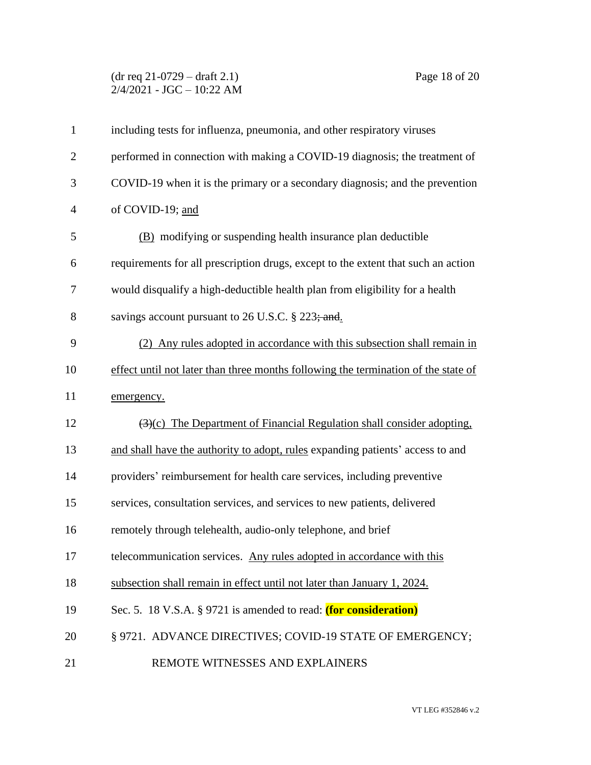including tests for influenza, pneumonia, and other respiratory viruses performed in connection with making a COVID-19 diagnosis; the treatment of COVID-19 when it is the primary or a secondary diagnosis; and the prevention of COVID-19; <u>and</u>

<u>(B)</u> modifying or suspending health insurance plan deductible requirements for all prescription drugs, except to the extent that such an action would disqualify a high-deductible health plan from eligibility for a health savings account pursuant to 26 U.S.C. § 223~~; and~~<u>.</u>

<u>(2) Any rules adopted in accordance with this subsection shall remain in effect until not later than three months following the termination of the state of emergency.</u>

~~(3)~~<u>(c) The Department of Financial Regulation shall consider adopting, and shall have the authority to adopt, rules</u> expanding patients' access to and providers' reimbursement for health care services, including preventive services, consultation services, and services to new patients, delivered remotely through telehealth, audio-only telephone, and brief telecommunication services. <u>Any rules adopted in accordance with this subsection shall remain in effect until not later than January 1, 2024.</u>

Sec. 5. 18 V.S.A. § 9721 is amended to read: **(for consideration)**

§ 9721. ADVANCE DIRECTIVES; COVID-19 STATE OF EMERGENCY; REMOTE WITNESSES AND EXPLAINERS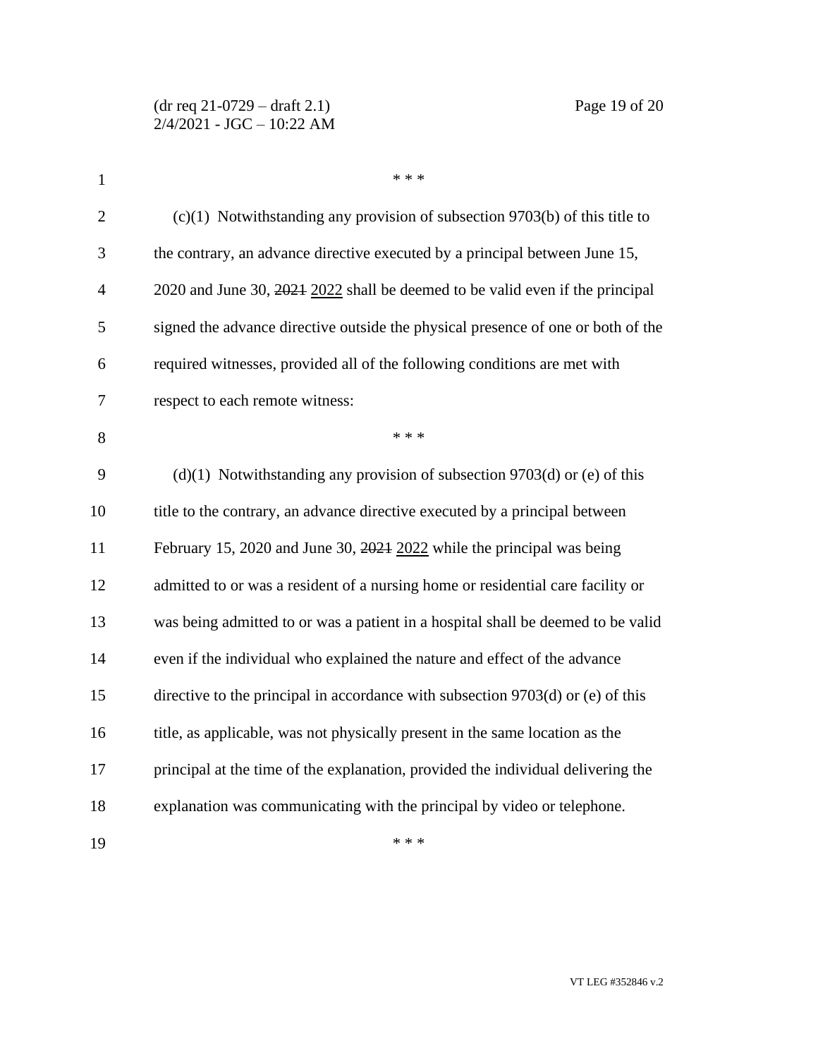\* \* \*

(c)(1) Notwithstanding any provision of subsection 9703(b) of this title to the contrary, an advance directive executed by a principal between June 15, 2020 and June 30, ~~2021~~ <u>2022</u> shall be deemed to be valid even if the principal signed the advance directive outside the physical presence of one or both of the required witnesses, provided all of the following conditions are met with respect to each remote witness:

\* \* \*

(d)(1) Notwithstanding any provision of subsection 9703(d) or (e) of this title to the contrary, an advance directive executed by a principal between February 15, 2020 and June 30, ~~2021~~ <u>2022</u> while the principal was being admitted to or was a resident of a nursing home or residential care facility or was being admitted to or was a patient in a hospital shall be deemed to be valid even if the individual who explained the nature and effect of the advance directive to the principal in accordance with subsection 9703(d) or (e) of this title, as applicable, was not physically present in the same location as the principal at the time of the explanation, provided the individual delivering the explanation was communicating with the principal by video or telephone.

\* \* \*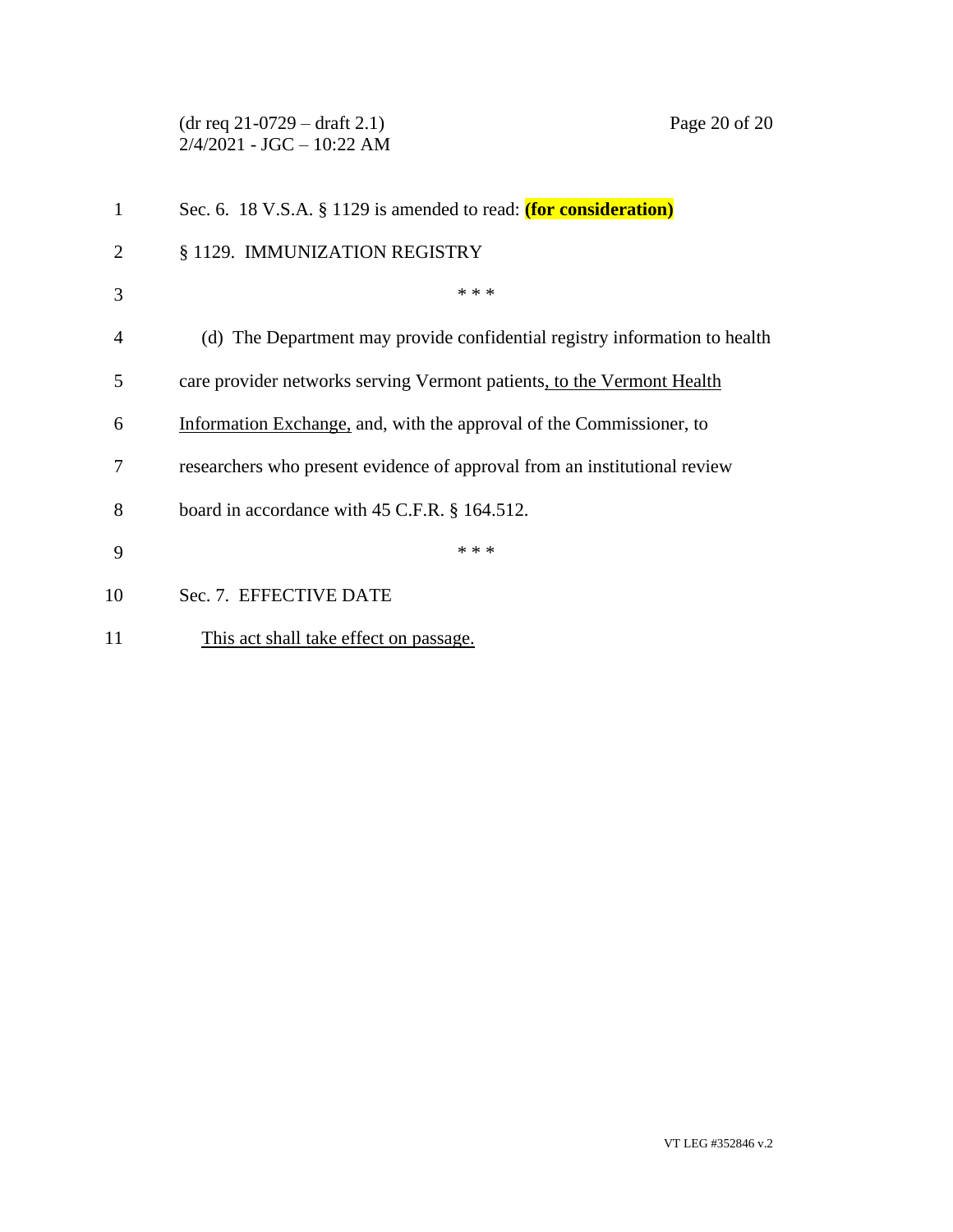Sec. 6. 18 V.S.A. § 1129 is amended to read: **(for consideration)**

§ 1129. IMMUNIZATION REGISTRY

\* \* \*

(d) The Department may provide confidential registry information to health care provider networks serving Vermont patients, to the Vermont Health Information Exchange, and, with the approval of the Commissioner, to researchers who present evidence of approval from an institutional review board in accordance with 45 C.F.R. § 164.512.

\* \* \*

Sec. 7. EFFECTIVE DATE

This act shall take effect on passage.